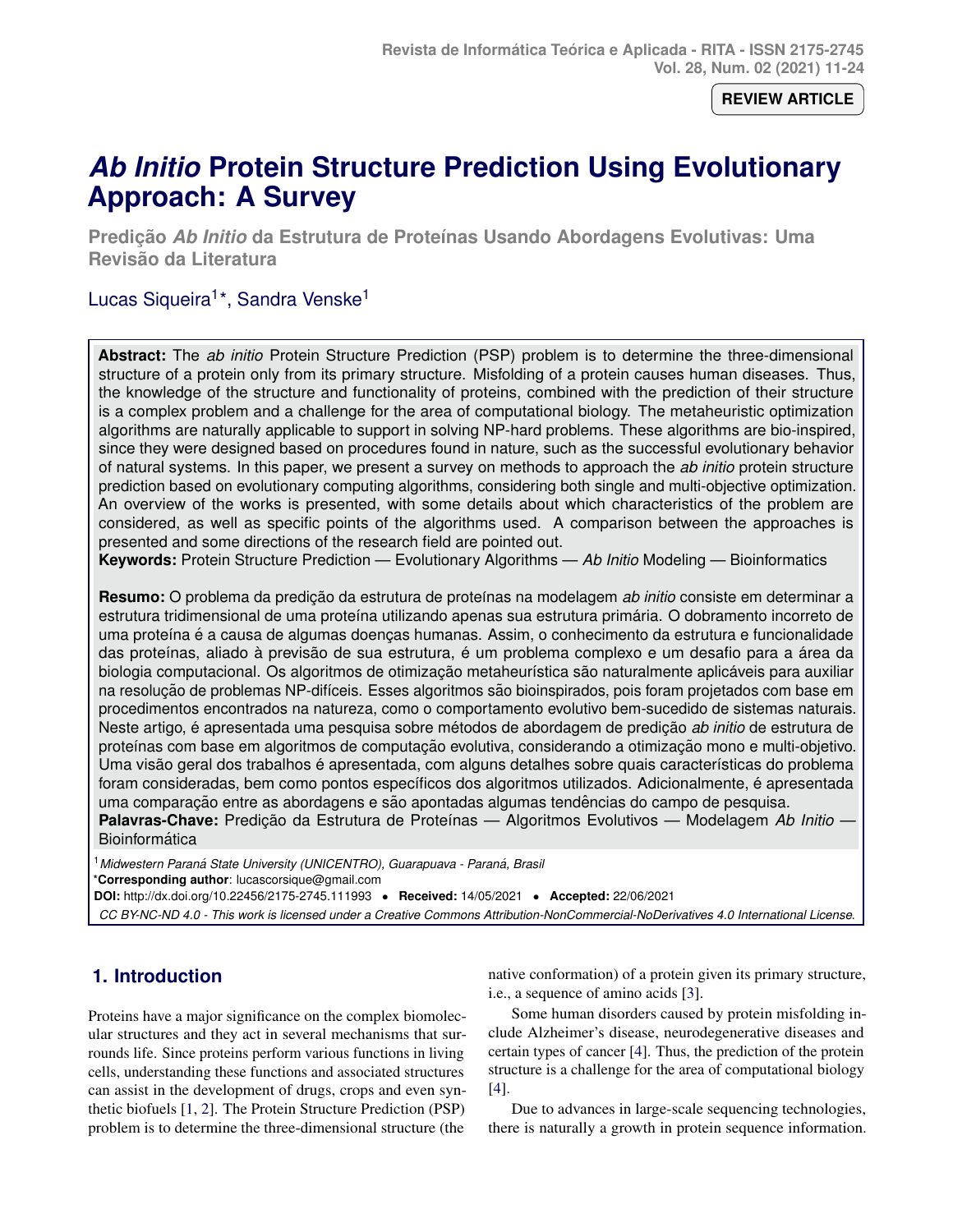REVIEW ARTICLE

# *Ab Initio* Protein Structure Prediction Using Evolutionary Approach: A Survey

**Predição *Ab Initio* da Estrutura de Proteínas Usando Abordagens Evolutivas: Uma Revisão da Literatura**

Lucas Siqueira[1]*, Sandra Venske[1]

**Abstract:** The *ab initio* Protein Structure Prediction (PSP) problem is to determine the three-dimensional structure of a protein only from its primary structure. Misfolding of a protein causes human diseases. Thus, the knowledge of the structure and functionality of proteins, combined with the prediction of their structure is a complex problem and a challenge for the area of computational biology. The metaheuristic optimization algorithms are naturally applicable to support in solving NP-hard problems. These algorithms are bio-inspired, since they were designed based on procedures found in nature, such as the successful evolutionary behavior of natural systems. In this paper, we present a survey on methods to approach the *ab initio* protein structure prediction based on evolutionary computing algorithms, considering both single and multi-objective optimization. An overview of the works is presented, with some details about which characteristics of the problem are considered, as well as specific points of the algorithms used. A comparison between the approaches is presented and some directions of the research field are pointed out.

**Keywords:** Protein Structure Prediction — Evolutionary Algorithms — *Ab Initio* Modeling — Bioinformatics

**Resumo:** O problema da predição da estrutura de proteínas na modelagem *ab initio* consiste em determinar a estrutura tridimensional de uma proteína utilizando apenas sua estrutura primária. O dobramento incorreto de uma proteína é a causa de algumas doenças humanas. Assim, o conhecimento da estrutura e funcionalidade das proteínas, aliado à previsão de sua estrutura, é um problema complexo e um desafio para a área da biologia computacional. Os algoritmos de otimização metaheurística são naturalmente aplicáveis para auxiliar na resolução de problemas NP-difíceis. Esses algoritmos são bioinspirados, pois foram projetados com base em procedimentos encontrados na natureza, como o comportamento evolutivo bem-sucedido de sistemas naturais. Neste artigo, é apresentada uma pesquisa sobre métodos de abordagem de predição *ab initio* de estrutura de proteínas com base em algoritmos de computação evolutiva, considerando a otimização mono e multi-objetivo. Uma visão geral dos trabalhos é apresentada, com alguns detalhes sobre quais características do problema foram consideradas, bem como pontos específicos dos algoritmos utilizados. Adicionalmente, é apresentada uma comparação entre as abordagens e são apontadas algumas tendências do campo de pesquisa.

**Palavras-Chave:** Predição da Estrutura de Proteínas — Algoritmos Evolutivos — Modelagem *Ab Initio* — Bioinformática

[1] *Midwestern Paraná State University (UNICENTRO), Guarapuava - Paraná, Brasil*
***Corresponding author**: lucascorsique@gmail.com
**DOI:** http://dx.doi.org/10.22456/2175-2745.111993 • **Received:** 14/05/2021 • **Accepted:** 22/06/2021
*CC BY-NC-ND 4.0 - This work is licensed under a Creative Commons Attribution-NonCommercial-NoDerivatives 4.0 International License.*

## 1. Introduction

Proteins have a major significance on the complex biomolecular structures and they act in several mechanisms that surrounds life. Since proteins perform various functions in living cells, understanding these functions and associated structures can assist in the development of drugs, crops and even synthetic biofuels [1, 2]. The Protein Structure Prediction (PSP) problem is to determine the three-dimensional structure (the native conformation) of a protein given its primary structure, i.e., a sequence of amino acids [3].

Some human disorders caused by protein misfolding include Alzheimer's disease, neurodegenerative diseases and certain types of cancer [4]. Thus, the prediction of the protein structure is a challenge for the area of computational biology [4].

Due to advances in large-scale sequencing technologies, there is naturally a growth in protein sequence information.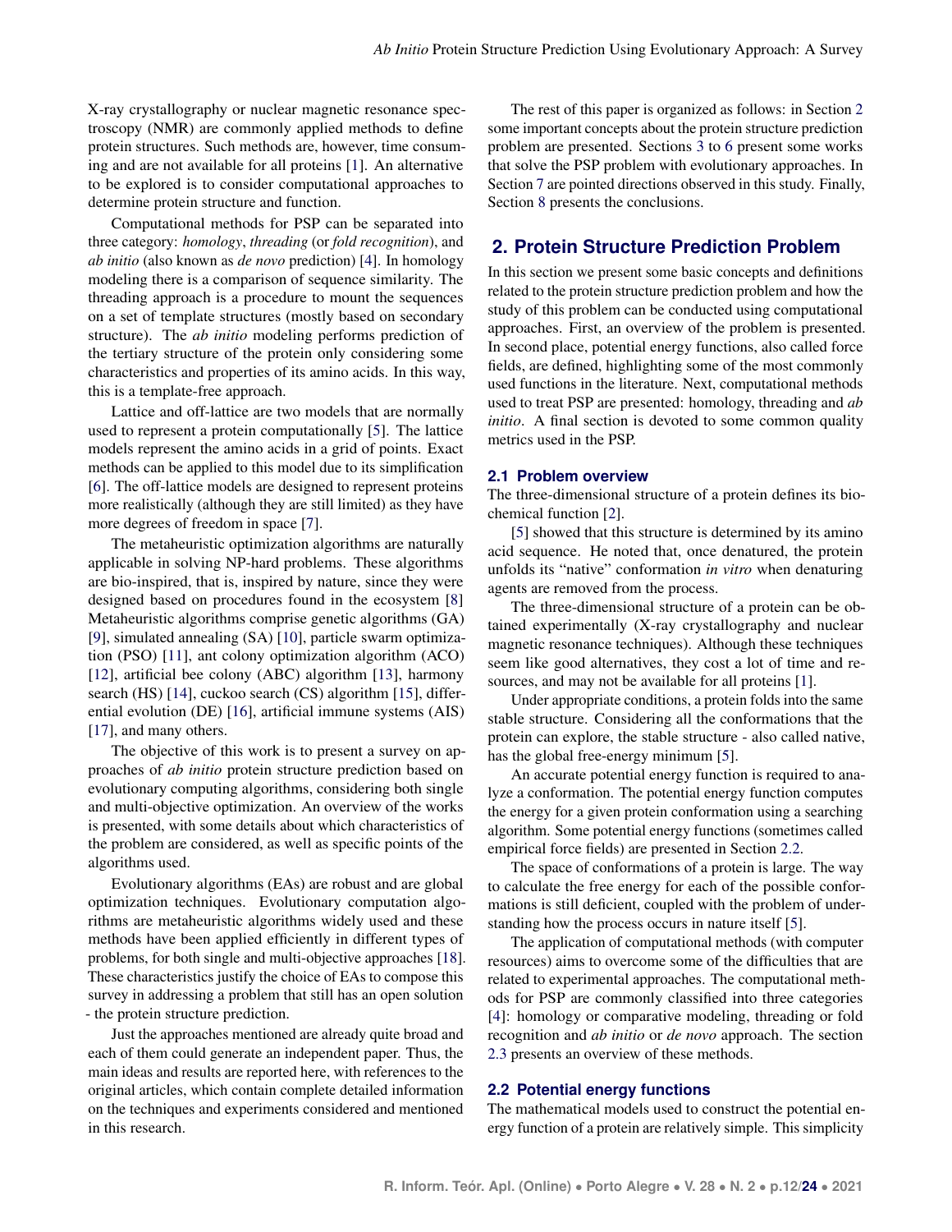X-ray crystallography or nuclear magnetic resonance spectroscopy (NMR) are commonly applied methods to define protein structures. Such methods are, however, time consuming and are not available for all proteins [1]. An alternative to be explored is to consider computational approaches to determine protein structure and function.

Computational methods for PSP can be separated into three category: *homology*, *threading* (or *fold recognition*), and *ab initio* (also known as *de novo* prediction) [4]. In homology modeling there is a comparison of sequence similarity. The threading approach is a procedure to mount the sequences on a set of template structures (mostly based on secondary structure). The *ab initio* modeling performs prediction of the tertiary structure of the protein only considering some characteristics and properties of its amino acids. In this way, this is a template-free approach.

Lattice and off-lattice are two models that are normally used to represent a protein computationally [5]. The lattice models represent the amino acids in a grid of points. Exact methods can be applied to this model due to its simplification [6]. The off-lattice models are designed to represent proteins more realistically (although they are still limited) as they have more degrees of freedom in space [7].

The metaheuristic optimization algorithms are naturally applicable in solving NP-hard problems. These algorithms are bio-inspired, that is, inspired by nature, since they were designed based on procedures found in the ecosystem [8] Metaheuristic algorithms comprise genetic algorithms (GA) [9], simulated annealing (SA) [10], particle swarm optimization (PSO) [11], ant colony optimization algorithm (ACO) [12], artificial bee colony (ABC) algorithm [13], harmony search (HS) [14], cuckoo search (CS) algorithm [15], differential evolution (DE) [16], artificial immune systems (AIS) [17], and many others.

The objective of this work is to present a survey on approaches of *ab initio* protein structure prediction based on evolutionary computing algorithms, considering both single and multi-objective optimization. An overview of the works is presented, with some details about which characteristics of the problem are considered, as well as specific points of the algorithms used.

Evolutionary algorithms (EAs) are robust and are global optimization techniques. Evolutionary computation algorithms are metaheuristic algorithms widely used and these methods have been applied efficiently in different types of problems, for both single and multi-objective approaches [18]. These characteristics justify the choice of EAs to compose this survey in addressing a problem that still has an open solution - the protein structure prediction.

Just the approaches mentioned are already quite broad and each of them could generate an independent paper. Thus, the main ideas and results are reported here, with references to the original articles, which contain complete detailed information on the techniques and experiments considered and mentioned in this research.

The rest of this paper is organized as follows: in Section 2 some important concepts about the protein structure prediction problem are presented. Sections 3 to 6 present some works that solve the PSP problem with evolutionary approaches. In Section 7 are pointed directions observed in this study. Finally, Section 8 presents the conclusions.

## 2. Protein Structure Prediction Problem

In this section we present some basic concepts and definitions related to the protein structure prediction problem and how the study of this problem can be conducted using computational approaches. First, an overview of the problem is presented. In second place, potential energy functions, also called force fields, are defined, highlighting some of the most commonly used functions in the literature. Next, computational methods used to treat PSP are presented: homology, threading and *ab initio*. A final section is devoted to some common quality metrics used in the PSP.

### 2.1 Problem overview

The three-dimensional structure of a protein defines its biochemical function [2].

[5] showed that this structure is determined by its amino acid sequence. He noted that, once denatured, the protein unfolds its "native" conformation *in vitro* when denaturing agents are removed from the process.

The three-dimensional structure of a protein can be obtained experimentally (X-ray crystallography and nuclear magnetic resonance techniques). Although these techniques seem like good alternatives, they cost a lot of time and resources, and may not be available for all proteins [1].

Under appropriate conditions, a protein folds into the same stable structure. Considering all the conformations that the protein can explore, the stable structure - also called native, has the global free-energy minimum [5].

An accurate potential energy function is required to analyze a conformation. The potential energy function computes the energy for a given protein conformation using a searching algorithm. Some potential energy functions (sometimes called empirical force fields) are presented in Section 2.2.

The space of conformations of a protein is large. The way to calculate the free energy for each of the possible conformations is still deficient, coupled with the problem of understanding how the process occurs in nature itself [5].

The application of computational methods (with computer resources) aims to overcome some of the difficulties that are related to experimental approaches. The computational methods for PSP are commonly classified into three categories [4]: homology or comparative modeling, threading or fold recognition and *ab initio* or *de novo* approach. The section 2.3 presents an overview of these methods.

### 2.2 Potential energy functions

The mathematical models used to construct the potential energy function of a protein are relatively simple. This simplicity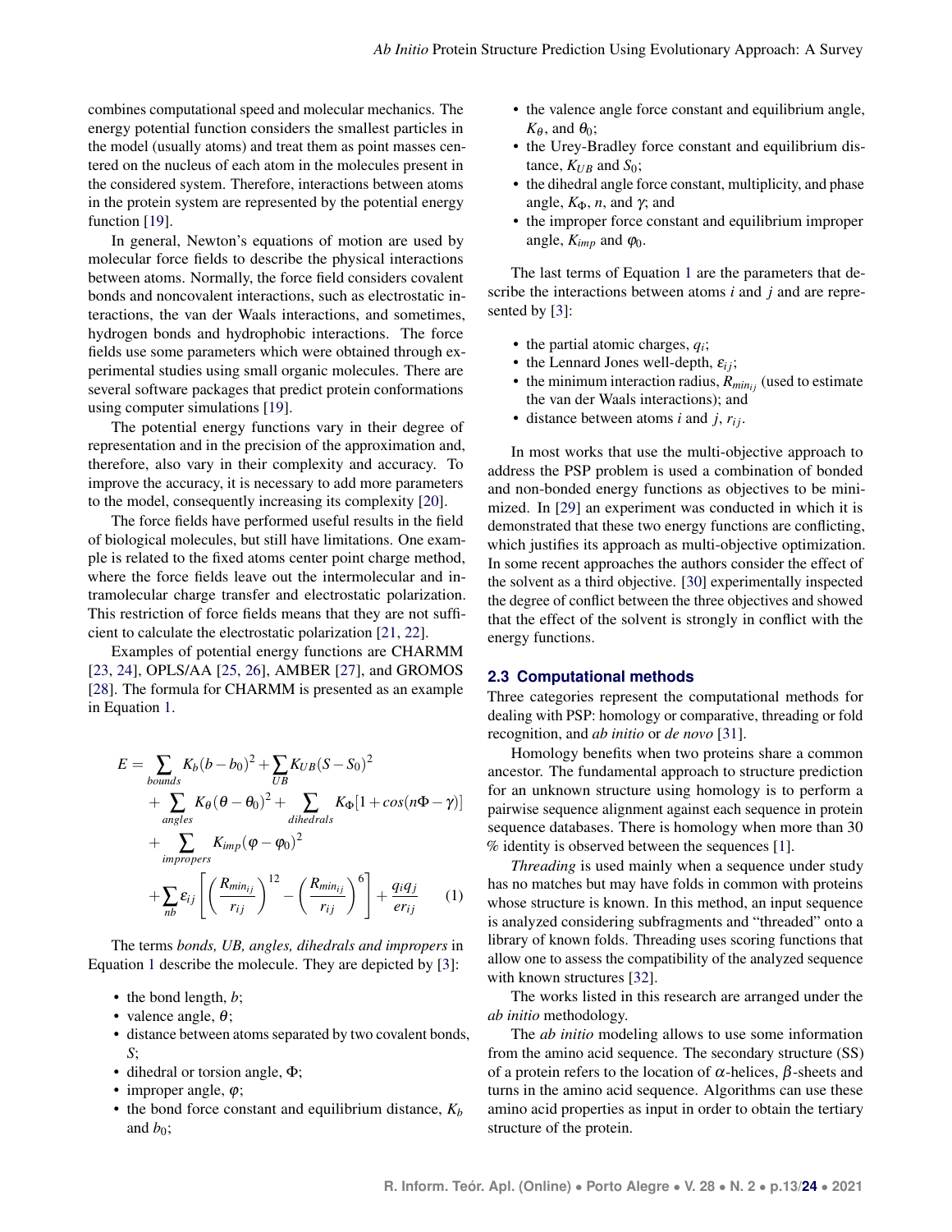combines computational speed and molecular mechanics. The energy potential function considers the smallest particles in the model (usually atoms) and treat them as point masses centered on the nucleus of each atom in the molecules present in the considered system. Therefore, interactions between atoms in the protein system are represented by the potential energy function [19].

In general, Newton's equations of motion are used by molecular force fields to describe the physical interactions between atoms. Normally, the force field considers covalent bonds and noncovalent interactions, such as electrostatic interactions, the van der Waals interactions, and sometimes, hydrogen bonds and hydrophobic interactions. The force fields use some parameters which were obtained through experimental studies using small organic molecules. There are several software packages that predict protein conformations using computer simulations [19].

The potential energy functions vary in their degree of representation and in the precision of the approximation and, therefore, also vary in their complexity and accuracy. To improve the accuracy, it is necessary to add more parameters to the model, consequently increasing its complexity [20].

The force fields have performed useful results in the field of biological molecules, but still have limitations. One example is related to the fixed atoms center point charge method, where the force fields leave out the intermolecular and intramolecular charge transfer and electrostatic polarization. This restriction of force fields means that they are not sufficient to calculate the electrostatic polarization [21, 22].

Examples of potential energy functions are CHARMM [23, 24], OPLS/AA [25, 26], AMBER [27], and GROMOS [28]. The formula for CHARMM is presented as an example in Equation 1.

$$
\begin{aligned}
E = & \sum_{bounds} K_b(b-b_0)^2 + \sum_{UB} K_{UB}(S-S_0)^2 \\
& + \sum_{angles} K_\theta(\theta-\theta_0)^2 + \sum_{dihedrals} K_\Phi[1+cos(n\Phi-\gamma)] \\
& + \sum_{impropers} K_{imp}(\varphi-\varphi_0)^2 \\
& + \sum_{nb} \varepsilon_{ij}\left[\left(\frac{R_{min_{ij}}}{r_{ij}}\right)^{12} - \left(\frac{R_{min_{ij}}}{r_{ij}}\right)^{6}\right] + \frac{q_i q_j}{e r_{ij}}
\end{aligned}
\qquad (1)
$$

The terms *bonds, UB, angles, dihedrals and impropers* in Equation 1 describe the molecule. They are depicted by [3]:

- the bond length, $b$;
- valence angle, $\theta$;
- distance between atoms separated by two covalent bonds, $S$;
- dihedral or torsion angle, $\Phi$;
- improper angle, $\varphi$;
- the bond force constant and equilibrium distance, $K_b$ and $b_0$;
- the valence angle force constant and equilibrium angle, $K_\theta$, and $\theta_0$;
- the Urey-Bradley force constant and equilibrium distance, $K_{UB}$ and $S_0$;
- the dihedral angle force constant, multiplicity, and phase angle, $K_\Phi$, $n$, and $\gamma$; and
- the improper force constant and equilibrium improper angle, $K_{imp}$ and $\varphi_0$.

The last terms of Equation 1 are the parameters that describe the interactions between atoms $i$ and $j$ and are represented by [3]:

- the partial atomic charges, $q_i$;
- the Lennard Jones well-depth, $\varepsilon_{ij}$;
- the minimum interaction radius, $R_{min_{ij}}$ (used to estimate the van der Waals interactions); and
- distance between atoms $i$ and $j$, $r_{ij}$.

In most works that use the multi-objective approach to address the PSP problem is used a combination of bonded and non-bonded energy functions as objectives to be minimized. In [29] an experiment was conducted in which it is demonstrated that these two energy functions are conflicting, which justifies its approach as multi-objective optimization. In some recent approaches the authors consider the effect of the solvent as a third objective. [30] experimentally inspected the degree of conflict between the three objectives and showed that the effect of the solvent is strongly in conflict with the energy functions.

### 2.3 Computational methods

Three categories represent the computational methods for dealing with PSP: homology or comparative, threading or fold recognition, and *ab initio* or *de novo* [31].

Homology benefits when two proteins share a common ancestor. The fundamental approach to structure prediction for an unknown structure using homology is to perform a pairwise sequence alignment against each sequence in protein sequence databases. There is homology when more than 30 % identity is observed between the sequences [1].

*Threading* is used mainly when a sequence under study has no matches but may have folds in common with proteins whose structure is known. In this method, an input sequence is analyzed considering subfragments and "threaded" onto a library of known folds. Threading uses scoring functions that allow one to assess the compatibility of the analyzed sequence with known structures [32].

The works listed in this research are arranged under the *ab initio* methodology.

The *ab initio* modeling allows to use some information from the amino acid sequence. The secondary structure (SS) of a protein refers to the location of $\alpha$-helices, $\beta$-sheets and turns in the amino acid sequence. Algorithms can use these amino acid properties as input in order to obtain the tertiary structure of the protein.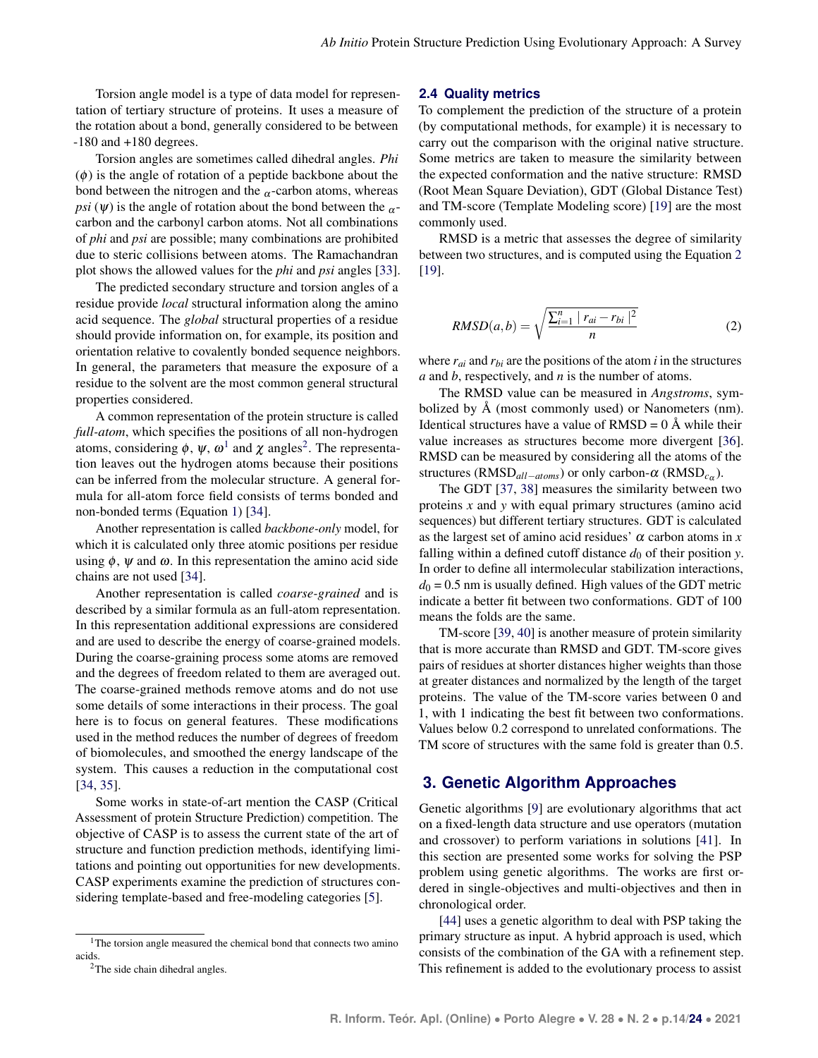Torsion angle model is a type of data model for representation of tertiary structure of proteins. It uses a measure of the rotation about a bond, generally considered to be between -180 and +180 degrees.

Torsion angles are sometimes called dihedral angles. *Phi* ($\phi$) is the angle of rotation of a peptide backbone about the bond between the nitrogen and the $_\alpha$-carbon atoms, whereas *psi* ($\psi$) is the angle of rotation about the bond between the $_\alpha$-carbon and the carbonyl carbon atoms. Not all combinations of *phi* and *psi* are possible; many combinations are prohibited due to steric collisions between atoms. The Ramachandran plot shows the allowed values for the *phi* and *psi* angles [33].

The predicted secondary structure and torsion angles of a residue provide *local* structural information along the amino acid sequence. The *global* structural properties of a residue should provide information on, for example, its position and orientation relative to covalently bonded sequence neighbors. In general, the parameters that measure the exposure of a residue to the solvent are the most common general structural properties considered.

A common representation of the protein structure is called *full-atom*, which specifies the positions of all non-hydrogen atoms, considering $\phi$, $\psi$, $\omega$[1] and $\chi$ angles[2]. The representation leaves out the hydrogen atoms because their positions can be inferred from the molecular structure. A general formula for all-atom force field consists of terms bonded and non-bonded terms (Equation 1) [34].

Another representation is called *backbone-only* model, for which it is calculated only three atomic positions per residue using $\phi$, $\psi$ and $\omega$. In this representation the amino acid side chains are not used [34].

Another representation is called *coarse-grained* and is described by a similar formula as an full-atom representation. In this representation additional expressions are considered and are used to describe the energy of coarse-grained models. During the coarse-graining process some atoms are removed and the degrees of freedom related to them are averaged out. The coarse-grained methods remove atoms and do not use some details of some interactions in their process. The goal here is to focus on general features. These modifications used in the method reduces the number of degrees of freedom of biomolecules, and smoothed the energy landscape of the system. This causes a reduction in the computational cost [34, 35].

Some works in state-of-art mention the CASP (Critical Assessment of protein Structure Prediction) competition. The objective of CASP is to assess the current state of the art of structure and function prediction methods, identifying limitations and pointing out opportunities for new developments. CASP experiments examine the prediction of structures considering template-based and free-modeling categories [5].

[1] The torsion angle measured the chemical bond that connects two amino acids.

[2] The side chain dihedral angles.

### 2.4 Quality metrics

To complement the prediction of the structure of a protein (by computational methods, for example) it is necessary to carry out the comparison with the original native structure. Some metrics are taken to measure the similarity between the expected conformation and the native structure: RMSD (Root Mean Square Deviation), GDT (Global Distance Test) and TM-score (Template Modeling score) [19] are the most commonly used.

RMSD is a metric that assesses the degree of similarity between two structures, and is computed using the Equation 2 [19].

$$RMSD(a,b) = \sqrt{\frac{\sum_{i=1}^{n} \mid r_{ai} - r_{bi} \mid^2}{n}} \tag{2}$$

where $r_{ai}$ and $r_{bi}$ are the positions of the atom $i$ in the structures $a$ and $b$, respectively, and $n$ is the number of atoms.

The RMSD value can be measured in *Angstroms*, symbolized by Å (most commonly used) or Nanometers (nm). Identical structures have a value of RMSD = 0 Å while their value increases as structures become more divergent [36]. RMSD can be measured by considering all the atoms of the structures ($RMSD_{all-atoms}$) or only carbon-$\alpha$ ($RMSD_{c_\alpha}$).

The GDT [37, 38] measures the similarity between two proteins $x$ and $y$ with equal primary structures (amino acid sequences) but different tertiary structures. GDT is calculated as the largest set of amino acid residues' $\alpha$ carbon atoms in $x$ falling within a defined cutoff distance $d_0$ of their position $y$. In order to define all intermolecular stabilization interactions, $d_0$ = 0.5 nm is usually defined. High values of the GDT metric indicate a better fit between two conformations. GDT of 100 means the folds are the same.

TM-score [39, 40] is another measure of protein similarity that is more accurate than RMSD and GDT. TM-score gives pairs of residues at shorter distances higher weights than those at greater distances and normalized by the length of the target proteins. The value of the TM-score varies between 0 and 1, with 1 indicating the best fit between two conformations. Values below 0.2 correspond to unrelated conformations. The TM score of structures with the same fold is greater than 0.5.

## 3. Genetic Algorithm Approaches

Genetic algorithms [9] are evolutionary algorithms that act on a fixed-length data structure and use operators (mutation and crossover) to perform variations in solutions [41]. In this section are presented some works for solving the PSP problem using genetic algorithms. The works are first ordered in single-objectives and multi-objectives and then in chronological order.

[44] uses a genetic algorithm to deal with PSP taking the primary structure as input. A hybrid approach is used, which consists of the combination of the GA with a refinement step. This refinement is added to the evolutionary process to assist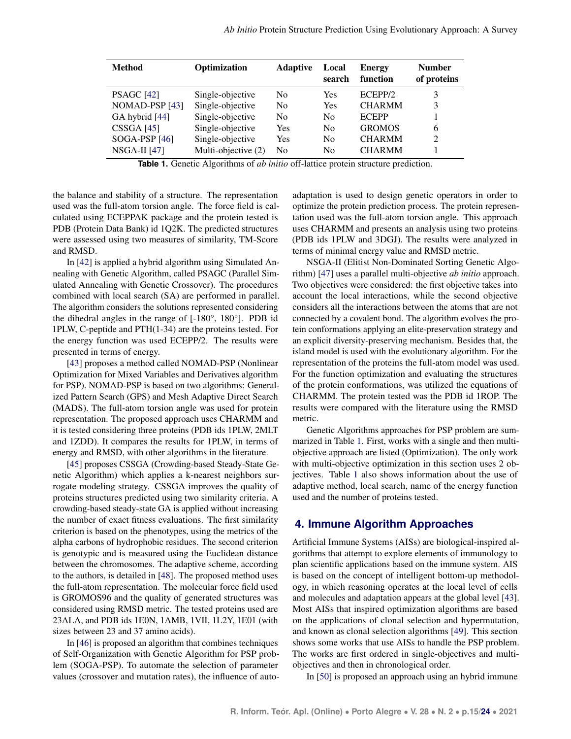| Method | Optimization | Adaptive | Local search | Energy function | Number of proteins |
|---|---|---|---|---|---|
| PSAGC [42] | Single-objective | No | Yes | ECEPP/2 | 3 |
| NOMAD-PSP [43] | Single-objective | No | Yes | CHARMM | 3 |
| GA hybrid [44] | Single-objective | No | No | ECEPP | 1 |
| CSSGA [45] | Single-objective | Yes | No | GROMOS | 6 |
| SOGA-PSP [46] | Single-objective | Yes | No | CHARMM | 2 |
| NSGA-II [47] | Multi-objective (2) | No | No | CHARMM | 1 |

**Table 1.** Genetic Algorithms of *ab initio* off-lattice protein structure prediction.

the balance and stability of a structure. The representation used was the full-atom torsion angle. The force field is calculated using ECEPPAK package and the protein tested is PDB (Protein Data Bank) id 1Q2K. The predicted structures were assessed using two measures of similarity, TM-Score and RMSD.

In [42] is applied a hybrid algorithm using Simulated Annealing with Genetic Algorithm, called PSAGC (Parallel Simulated Annealing with Genetic Crossover). The procedures combined with local search (SA) are performed in parallel. The algorithm considers the solutions represented considering the dihedral angles in the range of [-180°, 180°]. PDB id 1PLW, C-peptide and PTH(1-34) are the proteins tested. For the energy function was used ECEPP/2. The results were presented in terms of energy.

[43] proposes a method called NOMAD-PSP (Nonlinear Optimization for Mixed Variables and Derivatives algorithm for PSP). NOMAD-PSP is based on two algorithms: Generalized Pattern Search (GPS) and Mesh Adaptive Direct Search (MADS). The full-atom torsion angle was used for protein representation. The proposed approach uses CHARMM and it is tested considering three proteins (PDB ids 1PLW, 2MLT and 1ZDD). It compares the results for 1PLW, in terms of energy and RMSD, with other algorithms in the literature.

[45] proposes CSSGA (Crowding-based Steady-State Genetic Algorithm) which applies a k-nearest neighbors surrogate modeling strategy. CSSGA improves the quality of proteins structures predicted using two similarity criteria. A crowding-based steady-state GA is applied without increasing the number of exact fitness evaluations. The first similarity criterion is based on the phenotypes, using the metrics of the alpha carbons of hydrophobic residues. The second criterion is genotypic and is measured using the Euclidean distance between the chromosomes. The adaptive scheme, according to the authors, is detailed in [48]. The proposed method uses the full-atom representation. The molecular force field used is GROMOS96 and the quality of generated structures was considered using RMSD metric. The tested proteins used are 23ALA, and PDB ids 1E0N, 1AMB, 1VII, 1L2Y, 1E01 (with sizes between 23 and 37 amino acids).

In [46] is proposed an algorithm that combines techniques of Self-Organization with Genetic Algorithm for PSP problem (SOGA-PSP). To automate the selection of parameter values (crossover and mutation rates), the influence of auto-adaptation is used to design genetic operators in order to optimize the protein prediction process. The protein representation used was the full-atom torsion angle. This approach uses CHARMM and presents an analysis using two proteins (PDB ids 1PLW and 3DGJ). The results were analyzed in terms of minimal energy value and RMSD metric.

NSGA-II (Elitist Non-Dominated Sorting Genetic Algorithm) [47] uses a parallel multi-objective *ab initio* approach. Two objectives were considered: the first objective takes into account the local interactions, while the second objective considers all the interactions between the atoms that are not connected by a covalent bond. The algorithm evolves the protein conformations applying an elite-preservation strategy and an explicit diversity-preserving mechanism. Besides that, the island model is used with the evolutionary algorithm. For the representation of the proteins the full-atom model was used. For the function optimization and evaluating the structures of the protein conformations, was utilized the equations of CHARMM. The protein tested was the PDB id 1ROP. The results were compared with the literature using the RMSD metric.

Genetic Algorithms approaches for PSP problem are summarized in Table 1. First, works with a single and then multi-objective approach are listed (Optimization). The only work with multi-objective optimization in this section uses 2 objectives. Table 1 also shows information about the use of adaptive method, local search, name of the energy function used and the number of proteins tested.

## 4. Immune Algorithm Approaches

Artificial Immune Systems (AISs) are biological-inspired algorithms that attempt to explore elements of immunology to plan scientific applications based on the immune system. AIS is based on the concept of intelligent bottom-up methodology, in which reasoning operates at the local level of cells and molecules and adaptation appears at the global level [43]. Most AISs that inspired optimization algorithms are based on the applications of clonal selection and hypermutation, and known as clonal selection algorithms [49]. This section shows some works that use AISs to handle the PSP problem. The works are first ordered in single-objectives and multi-objectives and then in chronological order.

In [50] is proposed an approach using an hybrid immune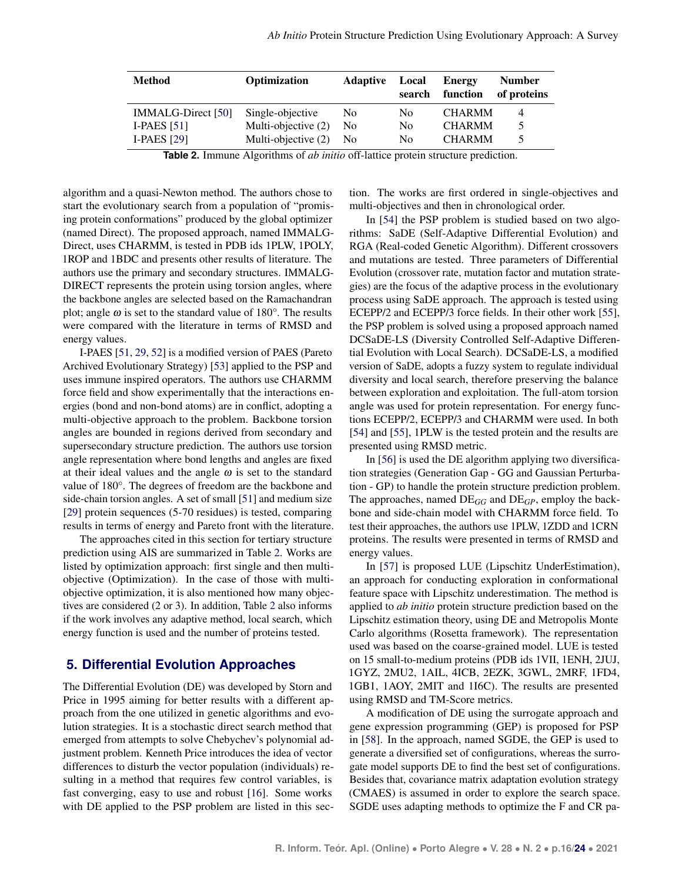| Method | Optimization | Adaptive | Local search | Energy function | Number of proteins |
|---|---|---|---|---|---|
| IMMALG-Direct [50] | Single-objective | No | No | CHARMM | 4 |
| I-PAES [51] | Multi-objective (2) | No | No | CHARMM | 5 |
| I-PAES [29] | Multi-objective (2) | No | No | CHARMM | 5 |

**Table 2.** Immune Algorithms of *ab initio* off-lattice protein structure prediction.

algorithm and a quasi-Newton method. The authors chose to start the evolutionary search from a population of "promising protein conformations" produced by the global optimizer (named Direct). The proposed approach, named IMMALG-Direct, uses CHARMM, is tested in PDB ids 1PLW, 1POLY, 1ROP and 1BDC and presents other results of literature. The authors use the primary and secondary structures. IMMALG-DIRECT represents the protein using torsion angles, where the backbone angles are selected based on the Ramachandran plot; angle $\omega$ is set to the standard value of 180°. The results were compared with the literature in terms of RMSD and energy values.

I-PAES [51, 29, 52] is a modified version of PAES (Pareto Archived Evolutionary Strategy) [53] applied to the PSP and uses immune inspired operators. The authors use CHARMM force field and show experimentally that the interactions energies (bond and non-bond atoms) are in conflict, adopting a multi-objective approach to the problem. Backbone torsion angles are bounded in regions derived from secondary and supersecondary structure prediction. The authors use torsion angle representation where bond lengths and angles are fixed at their ideal values and the angle $\omega$ is set to the standard value of 180°. The degrees of freedom are the backbone and side-chain torsion angles. A set of small [51] and medium size [29] protein sequences (5-70 residues) is tested, comparing results in terms of energy and Pareto front with the literature.

The approaches cited in this section for tertiary structure prediction using AIS are summarized in Table 2. Works are listed by optimization approach: first single and then multi-objective (Optimization). In the case of those with multi-objective optimization, it is also mentioned how many objectives are considered (2 or 3). In addition, Table 2 also informs if the work involves any adaptive method, local search, which energy function is used and the number of proteins tested.

## 5. Differential Evolution Approaches

The Differential Evolution (DE) was developed by Storn and Price in 1995 aiming for better results with a different approach from the one utilized in genetic algorithms and evolution strategies. It is a stochastic direct search method that emerged from attempts to solve Chebychev's polynomial adjustment problem. Kenneth Price introduces the idea of vector differences to disturb the vector population (individuals) resulting in a method that requires few control variables, is fast converging, easy to use and robust [16]. Some works with DE applied to the PSP problem are listed in this section. The works are first ordered in single-objectives and multi-objectives and then in chronological order.

In [54] the PSP problem is studied based on two algorithms: SaDE (Self-Adaptive Differential Evolution) and RGA (Real-coded Genetic Algorithm). Different crossovers and mutations are tested. Three parameters of Differential Evolution (crossover rate, mutation factor and mutation strategies) are the focus of the adaptive process in the evolutionary process using SaDE approach. The approach is tested using ECEPP/2 and ECEPP/3 force fields. In their other work [55], the PSP problem is solved using a proposed approach named DCSaDE-LS (Diversity Controlled Self-Adaptive Differential Evolution with Local Search). DCSaDE-LS, a modified version of SaDE, adopts a fuzzy system to regulate individual diversity and local search, therefore preserving the balance between exploration and exploitation. The full-atom torsion angle was used for protein representation. For energy functions ECEPP/2, ECEPP/3 and CHARMM were used. In both [54] and [55], 1PLW is the tested protein and the results are presented using RMSD metric.

In [56] is used the DE algorithm applying two diversification strategies (Generation Gap - GG and Gaussian Perturbation - GP) to handle the protein structure prediction problem. The approaches, named $DE_{GG}$ and $DE_{GP}$, employ the backbone and side-chain model with CHARMM force field. To test their approaches, the authors use 1PLW, 1ZDD and 1CRN proteins. The results were presented in terms of RMSD and energy values.

In [57] is proposed LUE (Lipschitz UnderEstimation), an approach for conducting exploration in conformational feature space with Lipschitz underestimation. The method is applied to *ab initio* protein structure prediction based on the Lipschitz estimation theory, using DE and Metropolis Monte Carlo algorithms (Rosetta framework). The representation used was based on the coarse-grained model. LUE is tested on 15 small-to-medium proteins (PDB ids 1VII, 1ENH, 2JUJ, 1GYZ, 2MU2, 1AIL, 4ICB, 2EZK, 3GWL, 2MRF, 1FD4, 1GB1, 1AOY, 2MIT and 1I6C). The results are presented using RMSD and TM-Score metrics.

A modification of DE using the surrogate approach and gene expression programming (GEP) is proposed for PSP in [58]. In the approach, named SGDE, the GEP is used to generate a diversified set of configurations, whereas the surrogate model supports DE to find the best set of configurations. Besides that, covariance matrix adaptation evolution strategy (CMAES) is assumed in order to explore the search space. SGDE uses adapting methods to optimize the F and CR pa-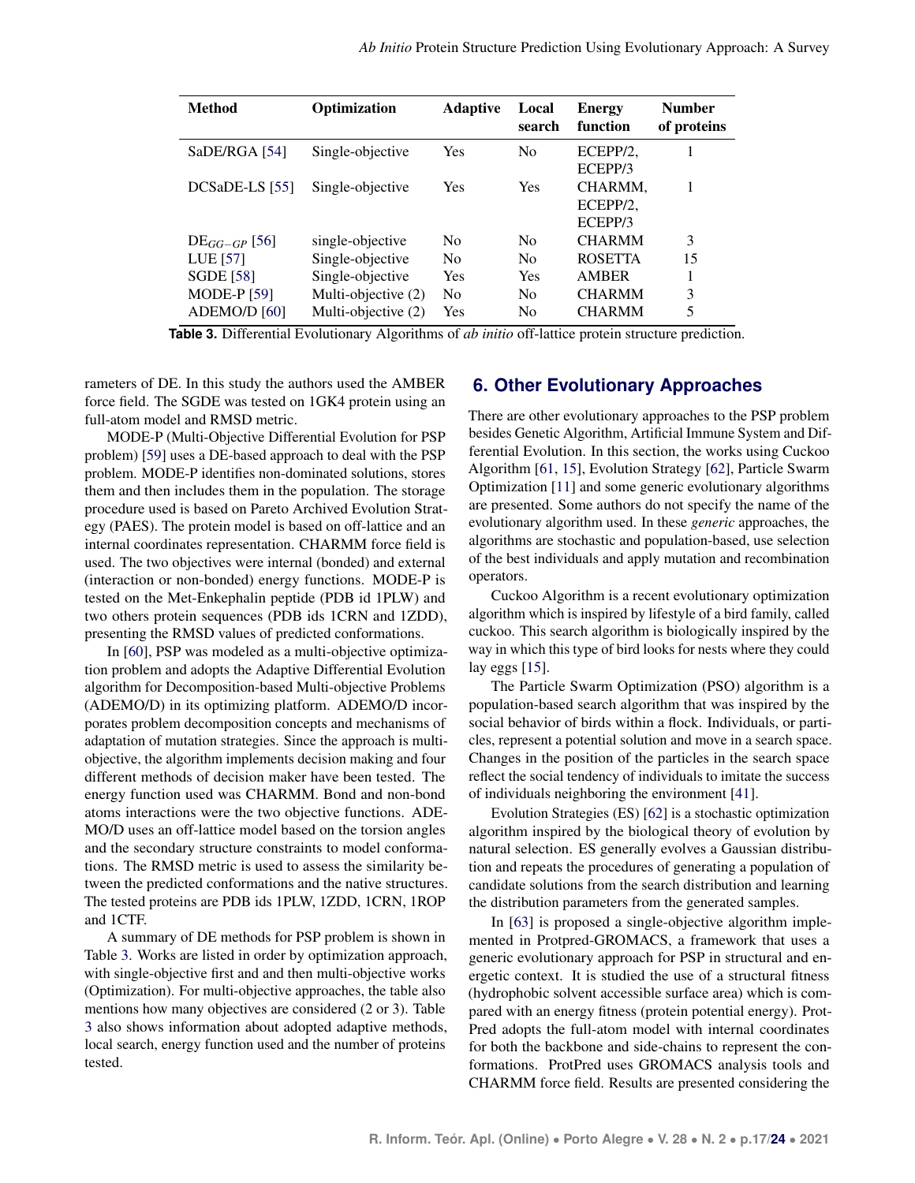| Method | Optimization | Adaptive | Local search | Energy function | Number of proteins |
|---|---|---|---|---|---|
| SaDE/RGA [54] | Single-objective | Yes | No | ECEPP/2, ECEPP/3 | 1 |
| DCSaDE-LS [55] | Single-objective | Yes | Yes | CHARMM, ECEPP/2, ECEPP/3 | 1 |
| $DE_{GG-GP}$ [56] | single-objective | No | No | CHARMM | 3 |
| LUE [57] | Single-objective | No | No | ROSETTA | 15 |
| SGDE [58] | Single-objective | Yes | Yes | AMBER | 1 |
| MODE-P [59] | Multi-objective (2) | No | No | CHARMM | 3 |
| ADEMO/D [60] | Multi-objective (2) | Yes | No | CHARMM | 5 |

**Table 3.** Differential Evolutionary Algorithms of *ab initio* off-lattice protein structure prediction.

rameters of DE. In this study the authors used the AMBER force field. The SGDE was tested on 1GK4 protein using an full-atom model and RMSD metric.

MODE-P (Multi-Objective Differential Evolution for PSP problem) [59] uses a DE-based approach to deal with the PSP problem. MODE-P identifies non-dominated solutions, stores them and then includes them in the population. The storage procedure used is based on Pareto Archived Evolution Strategy (PAES). The protein model is based on off-lattice and an internal coordinates representation. CHARMM force field is used. The two objectives were internal (bonded) and external (interaction or non-bonded) energy functions. MODE-P is tested on the Met-Enkephalin peptide (PDB id 1PLW) and two others protein sequences (PDB ids 1CRN and 1ZDD), presenting the RMSD values of predicted conformations.

In [60], PSP was modeled as a multi-objective optimization problem and adopts the Adaptive Differential Evolution algorithm for Decomposition-based Multi-objective Problems (ADEMO/D) in its optimizing platform. ADEMO/D incorporates problem decomposition concepts and mechanisms of adaptation of mutation strategies. Since the approach is multi-objective, the algorithm implements decision making and four different methods of decision maker have been tested. The energy function used was CHARMM. Bond and non-bond atoms interactions were the two objective functions. ADEMO/D uses an off-lattice model based on the torsion angles and the secondary structure constraints to model conformations. The RMSD metric is used to assess the similarity between the predicted conformations and the native structures. The tested proteins are PDB ids 1PLW, 1ZDD, 1CRN, 1ROP and 1CTF.

A summary of DE methods for PSP problem is shown in Table 3. Works are listed in order by optimization approach, with single-objective first and and then multi-objective works (Optimization). For multi-objective approaches, the table also mentions how many objectives are considered (2 or 3). Table 3 also shows information about adopted adaptive methods, local search, energy function used and the number of proteins tested.

## 6. Other Evolutionary Approaches

There are other evolutionary approaches to the PSP problem besides Genetic Algorithm, Artificial Immune System and Differential Evolution. In this section, the works using Cuckoo Algorithm [61, 15], Evolution Strategy [62], Particle Swarm Optimization [11] and some generic evolutionary algorithms are presented. Some authors do not specify the name of the evolutionary algorithm used. In these *generic* approaches, the algorithms are stochastic and population-based, use selection of the best individuals and apply mutation and recombination operators.

Cuckoo Algorithm is a recent evolutionary optimization algorithm which is inspired by lifestyle of a bird family, called cuckoo. This search algorithm is biologically inspired by the way in which this type of bird looks for nests where they could lay eggs [15].

The Particle Swarm Optimization (PSO) algorithm is a population-based search algorithm that was inspired by the social behavior of birds within a flock. Individuals, or particles, represent a potential solution and move in a search space. Changes in the position of the particles in the search space reflect the social tendency of individuals to imitate the success of individuals neighboring the environment [41].

Evolution Strategies (ES) [62] is a stochastic optimization algorithm inspired by the biological theory of evolution by natural selection. ES generally evolves a Gaussian distribution and repeats the procedures of generating a population of candidate solutions from the search distribution and learning the distribution parameters from the generated samples.

In [63] is proposed a single-objective algorithm implemented in Protpred-GROMACS, a framework that uses a generic evolutionary approach for PSP in structural and energetic context. It is studied the use of a structural fitness (hydrophobic solvent accessible surface area) which is compared with an energy fitness (protein potential energy). ProtPred adopts the full-atom model with internal coordinates for both the backbone and side-chains to represent the conformations. ProtPred uses GROMACS analysis tools and CHARMM force field. Results are presented considering the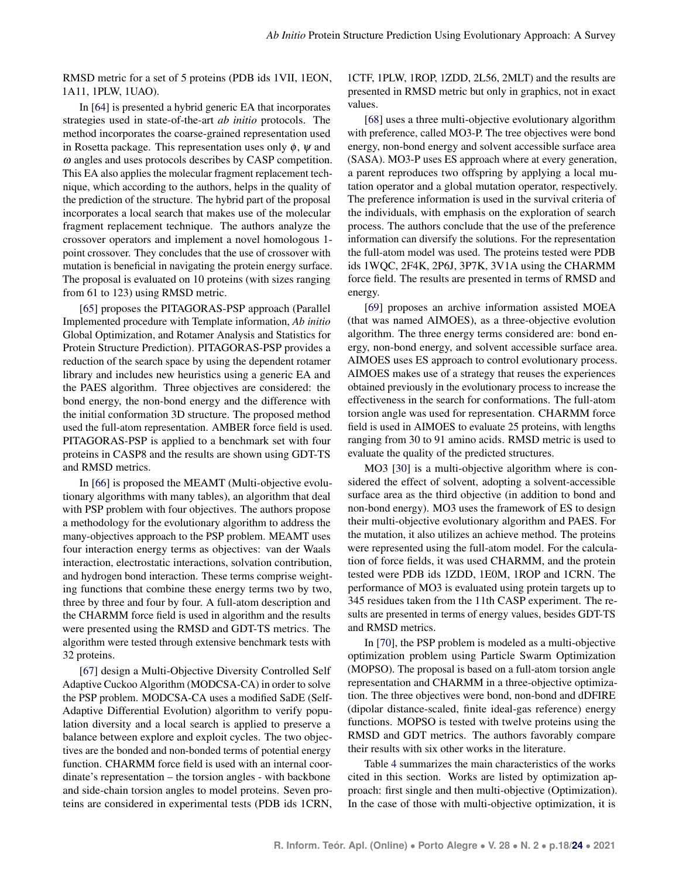RMSD metric for a set of 5 proteins (PDB ids 1VII, 1EON, 1A11, 1PLW, 1UAO).

In [64] is presented a hybrid generic EA that incorporates strategies used in state-of-the-art *ab initio* protocols. The method incorporates the coarse-grained representation used in Rosetta package. This representation uses only $\phi$, $\psi$ and $\omega$ angles and uses protocols describes by CASP competition. This EA also applies the molecular fragment replacement technique, which according to the authors, helps in the quality of the prediction of the structure. The hybrid part of the proposal incorporates a local search that makes use of the molecular fragment replacement technique. The authors analyze the crossover operators and implement a novel homologous 1-point crossover. They concludes that the use of crossover with mutation is beneficial in navigating the protein energy surface. The proposal is evaluated on 10 proteins (with sizes ranging from 61 to 123) using RMSD metric.

[65] proposes the PITAGORAS-PSP approach (Parallel Implemented procedure with Template information, *Ab initio* Global Optimization, and Rotamer Analysis and Statistics for Protein Structure Prediction). PITAGORAS-PSP provides a reduction of the search space by using the dependent rotamer library and includes new heuristics using a generic EA and the PAES algorithm. Three objectives are considered: the bond energy, the non-bond energy and the difference with the initial conformation 3D structure. The proposed method used the full-atom representation. AMBER force field is used. PITAGORAS-PSP is applied to a benchmark set with four proteins in CASP8 and the results are shown using GDT-TS and RMSD metrics.

In [66] is proposed the MEAMT (Multi-objective evolutionary algorithms with many tables), an algorithm that deal with PSP problem with four objectives. The authors propose a methodology for the evolutionary algorithm to address the many-objectives approach to the PSP problem. MEAMT uses four interaction energy terms as objectives: van der Waals interaction, electrostatic interactions, solvation contribution, and hydrogen bond interaction. These terms comprise weighting functions that combine these energy terms two by two, three by three and four by four. A full-atom description and the CHARMM force field is used in algorithm and the results were presented using the RMSD and GDT-TS metrics. The algorithm were tested through extensive benchmark tests with 32 proteins.

[67] design a Multi-Objective Diversity Controlled Self Adaptive Cuckoo Algorithm (MODCSA-CA) in order to solve the PSP problem. MODCSA-CA uses a modified SaDE (Self-Adaptive Differential Evolution) algorithm to verify population diversity and a local search is applied to preserve a balance between explore and exploit cycles. The two objectives are the bonded and non-bonded terms of potential energy function. CHARMM force field is used with an internal coordinate's representation – the torsion angles - with backbone and side-chain torsion angles to model proteins. Seven proteins are considered in experimental tests (PDB ids 1CRN, 1CTF, 1PLW, 1ROP, 1ZDD, 2L56, 2MLT) and the results are presented in RMSD metric but only in graphics, not in exact values.

[68] uses a three multi-objective evolutionary algorithm with preference, called MO3-P. The tree objectives were bond energy, non-bond energy and solvent accessible surface area (SASA). MO3-P uses ES approach where at every generation, a parent reproduces two offspring by applying a local mutation operator and a global mutation operator, respectively. The preference information is used in the survival criteria of the individuals, with emphasis on the exploration of search process. The authors conclude that the use of the preference information can diversify the solutions. For the representation the full-atom model was used. The proteins tested were PDB ids 1WQC, 2F4K, 2P6J, 3P7K, 3V1A using the CHARMM force field. The results are presented in terms of RMSD and energy.

[69] proposes an archive information assisted MOEA (that was named AIMOES), as a three-objective evolution algorithm. The three energy terms considered are: bond energy, non-bond energy, and solvent accessible surface area. AIMOES uses ES approach to control evolutionary process. AIMOES makes use of a strategy that reuses the experiences obtained previously in the evolutionary process to increase the effectiveness in the search for conformations. The full-atom torsion angle was used for representation. CHARMM force field is used in AIMOES to evaluate 25 proteins, with lengths ranging from 30 to 91 amino acids. RMSD metric is used to evaluate the quality of the predicted structures.

MO3 [30] is a multi-objective algorithm where is considered the effect of solvent, adopting a solvent-accessible surface area as the third objective (in addition to bond and non-bond energy). MO3 uses the framework of ES to design their multi-objective evolutionary algorithm and PAES. For the mutation, it also utilizes an achieve method. The proteins were represented using the full-atom model. For the calculation of force fields, it was used CHARMM, and the protein tested were PDB ids 1ZDD, 1E0M, 1ROP and 1CRN. The performance of MO3 is evaluated using protein targets up to 345 residues taken from the 11th CASP experiment. The results are presented in terms of energy values, besides GDT-TS and RMSD metrics.

In [70], the PSP problem is modeled as a multi-objective optimization problem using Particle Swarm Optimization (MOPSO). The proposal is based on a full-atom torsion angle representation and CHARMM in a three-objective optimization. The three objectives were bond, non-bond and dDFIRE (dipolar distance-scaled, finite ideal-gas reference) energy functions. MOPSO is tested with twelve proteins using the RMSD and GDT metrics. The authors favorably compare their results with six other works in the literature.

Table 4 summarizes the main characteristics of the works cited in this section. Works are listed by optimization approach: first single and then multi-objective (Optimization). In the case of those with multi-objective optimization, it is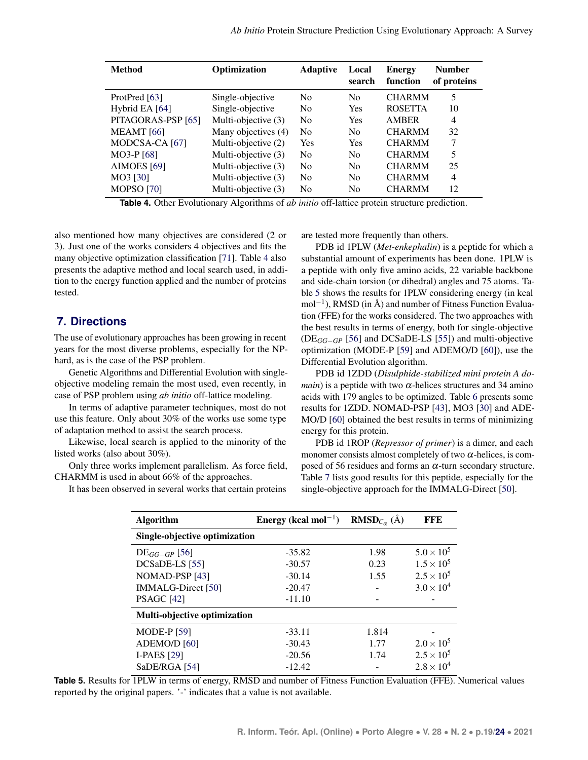| Method | Optimization | Adaptive | Local search | Energy function | Number of proteins |
|---|---|---|---|---|---|
| ProtPred [63] | Single-objective | No | No | CHARMM | 5 |
| Hybrid EA [64] | Single-objective | No | Yes | ROSETTA | 10 |
| PITAGORAS-PSP [65] | Multi-objective (3) | No | Yes | AMBER | 4 |
| MEAMT [66] | Many objectives (4) | No | No | CHARMM | 32 |
| MODCSA-CA [67] | Multi-objective (2) | Yes | Yes | CHARMM | 7 |
| MO3-P [68] | Multi-objective (3) | No | No | CHARMM | 5 |
| AIMOES [69] | Multi-objective (3) | No | No | CHARMM | 25 |
| MO3 [30] | Multi-objective (3) | No | No | CHARMM | 4 |
| MOPSO [70] | Multi-objective (3) | No | No | CHARMM | 12 |

**Table 4.** Other Evolutionary Algorithms of *ab initio* off-lattice protein structure prediction.

also mentioned how many objectives are considered (2 or 3). Just one of the works considers 4 objectives and fits the many objective optimization classification [71]. Table 4 also presents the adaptive method and local search used, in addition to the energy function applied and the number of proteins tested.

## 7. Directions

The use of evolutionary approaches has been growing in recent years for the most diverse problems, especially for the NP-hard, as is the case of the PSP problem.

Genetic Algorithms and Differential Evolution with single-objective modeling remain the most used, even recently, in case of PSP problem using *ab initio* off-lattice modeling.

In terms of adaptive parameter techniques, most do not use this feature. Only about 30% of the works use some type of adaptation method to assist the search process.

Likewise, local search is applied to the minority of the listed works (also about 30%).

Only three works implement parallelism. As force field, CHARMM is used in about 66% of the approaches.

It has been observed in several works that certain proteins are tested more frequently than others.

PDB id 1PLW (*Met-enkephalin*) is a peptide for which a substantial amount of experiments has been done. 1PLW is a peptide with only five amino acids, 22 variable backbone and side-chain torsion (or dihedral) angles and 75 atoms. Table 5 shows the results for 1PLW considering energy (in kcal mol$^{-1}$), RMSD (in Å) and number of Fitness Function Evaluation (FFE) for the works considered. The two approaches with the best results in terms of energy, both for single-objective ($DE_{GG-GP}$ [56] and DCSaDE-LS [55]) and multi-objective optimization (MODE-P [59] and ADEMO/D [60]), use the Differential Evolution algorithm.

PDB id 1ZDD (*Disulphide-stabilized mini protein A domain*) is a peptide with two $\alpha$-helices structures and 34 amino acids with 179 angles to be optimized. Table 6 presents some results for 1ZDD. NOMAD-PSP [43], MO3 [30] and ADEMO/D [60] obtained the best results in terms of minimizing energy for this protein.

PDB id 1ROP (*Repressor of primer*) is a dimer, and each monomer consists almost completely of two $\alpha$-helices, is composed of 56 residues and forms an $\alpha$-turn secondary structure. Table 7 lists good results for this peptide, especially for the single-objective approach for the IMMALG-Direct [50].

| Algorithm | Energy (kcal mol$^{-1}$) | RMSD$_{C_\alpha}$ (Å) | FFE |
|---|---|---|---|
| **Single-objective optimization** | | | |
| $DE_{GG-GP}$ [56] | -35.82 | 1.98 | $5.0 \times 10^5$ |
| DCSaDE-LS [55] | -30.57 | 0.23 | $1.5 \times 10^5$ |
| NOMAD-PSP [43] | -30.14 | 1.55 | $2.5 \times 10^5$ |
| IMMALG-Direct [50] | -20.47 | - | $3.0 \times 10^4$ |
| PSAGC [42] | -11.10 | - | - |
| **Multi-objective optimization** | | | |
| MODE-P [59] | -33.11 | 1.814 | - |
| ADEMO/D [60] | -30.43 | 1.77 | $2.0 \times 10^5$ |
| I-PAES [29] | -20.56 | 1.74 | $2.5 \times 10^5$ |
| SaDE/RGA [54] | -12.42 | - | $2.8 \times 10^4$ |

**Table 5.** Results for 1PLW in terms of energy, RMSD and number of Fitness Function Evaluation (FFE). Numerical values reported by the original papers. '-' indicates that a value is not available.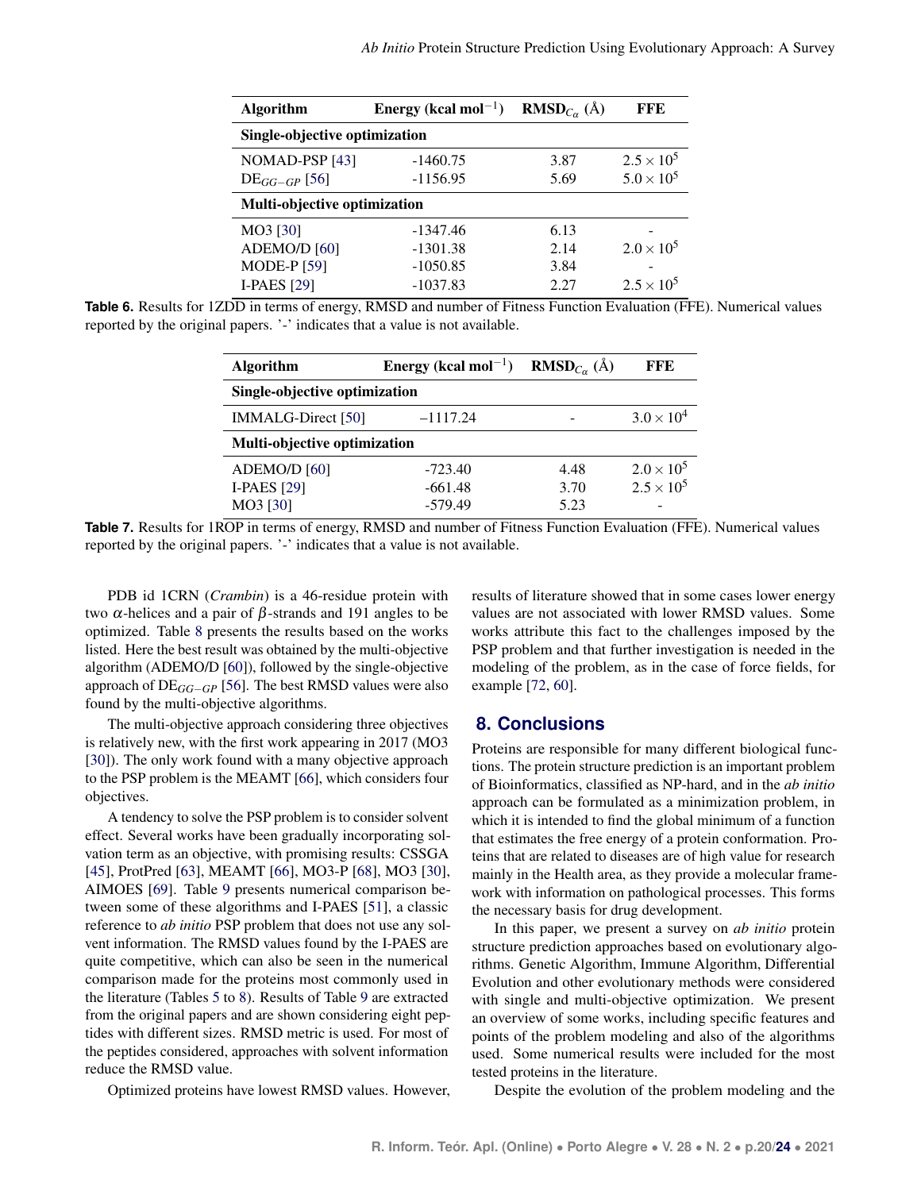| Algorithm | Energy (kcal mol$^{-1}$) | RMSD$_{C_\alpha}$ (Å) | FFE |
|---|---|---|---|
| **Single-objective optimization** | | | |
| NOMAD-PSP [43] | -1460.75 | 3.87 | $2.5 \times 10^5$ |
| DE$_{GG-GP}$ [56] | -1156.95 | 5.69 | $5.0 \times 10^5$ |
| **Multi-objective optimization** | | | |
| MO3 [30] | -1347.46 | 6.13 | - |
| ADEMO/D [60] | -1301.38 | 2.14 | $2.0 \times 10^5$ |
| MODE-P [59] | -1050.85 | 3.84 | - |
| I-PAES [29] | -1037.83 | 2.27 | $2.5 \times 10^5$ |

**Table 6.** Results for 1ZDD in terms of energy, RMSD and number of Fitness Function Evaluation (FFE). Numerical values reported by the original papers. '-' indicates that a value is not available.

| Algorithm | Energy (kcal mol$^{-1}$) | RMSD$_{C_\alpha}$ (Å) | FFE |
|---|---|---|---|
| **Single-objective optimization** | | | |
| IMMALG-Direct [50] | –1117.24 | - | $3.0 \times 10^4$ |
| **Multi-objective optimization** | | | |
| ADEMO/D [60] | -723.40 | 4.48 | $2.0 \times 10^5$ |
| I-PAES [29] | -661.48 | 3.70 | $2.5 \times 10^5$ |
| MO3 [30] | -579.49 | 5.23 | - |

**Table 7.** Results for 1ROP in terms of energy, RMSD and number of Fitness Function Evaluation (FFE). Numerical values reported by the original papers. '-' indicates that a value is not available.

PDB id 1CRN (*Crambin*) is a 46-residue protein with two $\alpha$-helices and a pair of $\beta$-strands and 191 angles to be optimized. Table 8 presents the results based on the works listed. Here the best result was obtained by the multi-objective algorithm (ADEMO/D [60]), followed by the single-objective approach of DE$_{GG-GP}$ [56]. The best RMSD values were also found by the multi-objective algorithms.

The multi-objective approach considering three objectives is relatively new, with the first work appearing in 2017 (MO3 [30]). The only work found with a many objective approach to the PSP problem is the MEAMT [66], which considers four objectives.

A tendency to solve the PSP problem is to consider solvent effect. Several works have been gradually incorporating solvation term as an objective, with promising results: CSSGA [45], ProtPred [63], MEAMT [66], MO3-P [68], MO3 [30], AIMOES [69]. Table 9 presents numerical comparison between some of these algorithms and I-PAES [51], a classic reference to *ab initio* PSP problem that does not use any solvent information. The RMSD values found by the I-PAES are quite competitive, which can also be seen in the numerical comparison made for the proteins most commonly used in the literature (Tables 5 to 8). Results of Table 9 are extracted from the original papers and are shown considering eight peptides with different sizes. RMSD metric is used. For most of the peptides considered, approaches with solvent information reduce the RMSD value.

Optimized proteins have lowest RMSD values. However, results of literature showed that in some cases lower energy values are not associated with lower RMSD values. Some works attribute this fact to the challenges imposed by the PSP problem and that further investigation is needed in the modeling of the problem, as in the case of force fields, for example [72, 60].

## 8. Conclusions

Proteins are responsible for many different biological functions. The protein structure prediction is an important problem of Bioinformatics, classified as NP-hard, and in the *ab initio* approach can be formulated as a minimization problem, in which it is intended to find the global minimum of a function that estimates the free energy of a protein conformation. Proteins that are related to diseases are of high value for research mainly in the Health area, as they provide a molecular framework with information on pathological processes. This forms the necessary basis for drug development.

In this paper, we present a survey on *ab initio* protein structure prediction approaches based on evolutionary algorithms. Genetic Algorithm, Immune Algorithm, Differential Evolution and other evolutionary methods were considered with single and multi-objective optimization. We present an overview of some works, including specific features and points of the problem modeling and also of the algorithms used. Some numerical results were included for the most tested proteins in the literature.

Despite the evolution of the problem modeling and the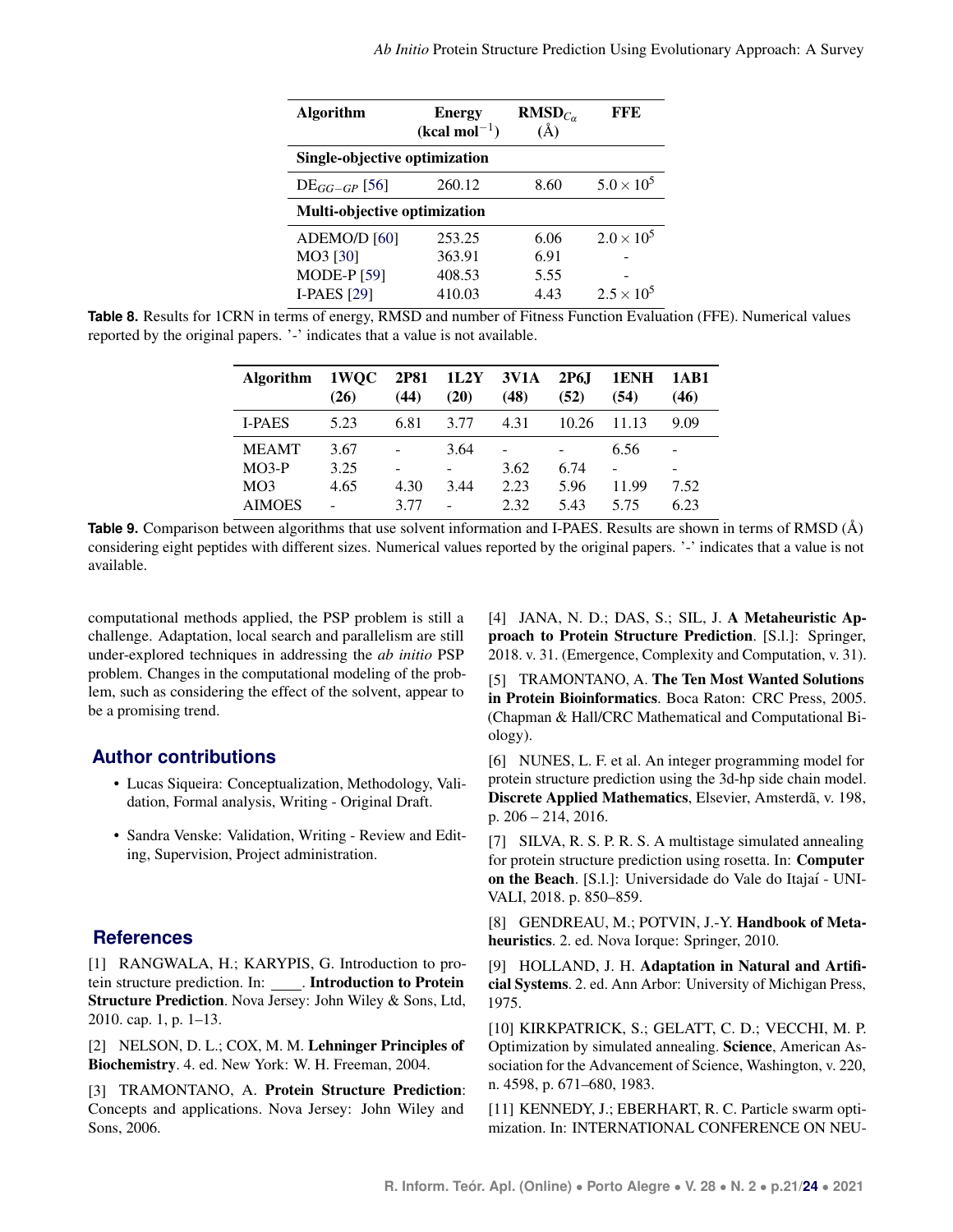| Algorithm | Energy (kcal mol$^{-1}$) | RMSD$_{C_\alpha}$ (Å) | FFE |
|---|---|---|---|
| **Single-objective optimization** | | | |
| DE$_{GG-GP}$ [56] | 260.12 | 8.60 | $5.0 \times 10^5$ |
| **Multi-objective optimization** | | | |
| ADEMO/D [60] | 253.25 | 6.06 | $2.0 \times 10^5$ |
| MO3 [30] | 363.91 | 6.91 | - |
| MODE-P [59] | 408.53 | 5.55 | - |
| I-PAES [29] | 410.03 | 4.43 | $2.5 \times 10^5$ |

**Table 8.** Results for 1CRN in terms of energy, RMSD and number of Fitness Function Evaluation (FFE). Numerical values reported by the original papers. '-' indicates that a value is not available.

| Algorithm | 1WQC (26) | 2P81 (44) | 1L2Y (20) | 3V1A (48) | 2P6J (52) | 1ENH (54) | 1AB1 (46) |
|---|---|---|---|---|---|---|---|
| I-PAES | 5.23 | 6.81 | 3.77 | 4.31 | 10.26 | 11.13 | 9.09 |
| MEAMT | 3.67 | - | 3.64 | - | - | 6.56 | - |
| MO3-P | 3.25 | - | - | 3.62 | 6.74 | - | - |
| MO3 | 4.65 | 4.30 | 3.44 | 2.23 | 5.96 | 11.99 | 7.52 |
| AIMOES | - | 3.77 | - | 2.32 | 5.43 | 5.75 | 6.23 |

**Table 9.** Comparison between algorithms that use solvent information and I-PAES. Results are shown in terms of RMSD (Å) considering eight peptides with different sizes. Numerical values reported by the original papers. '-' indicates that a value is not available.

computational methods applied, the PSP problem is still a challenge. Adaptation, local search and parallelism are still under-explored techniques in addressing the *ab initio* PSP problem. Changes in the computational modeling of the problem, such as considering the effect of the solvent, appear to be a promising trend.

## Author contributions

- Lucas Siqueira: Conceptualization, Methodology, Validation, Formal analysis, Writing - Original Draft.
- Sandra Venske: Validation, Writing - Review and Editing, Supervision, Project administration.

## References

[1] RANGWALA, H.; KARYPIS, G. Introduction to protein structure prediction. In: ____. **Introduction to Protein Structure Prediction**. Nova Jersey: John Wiley & Sons, Ltd, 2010. cap. 1, p. 1–13.

[2] NELSON, D. L.; COX, M. M. **Lehninger Principles of Biochemistry**. 4. ed. New York: W. H. Freeman, 2004.

[3] TRAMONTANO, A. **Protein Structure Prediction**: Concepts and applications. Nova Jersey: John Wiley and Sons, 2006.

[4] JANA, N. D.; DAS, S.; SIL, J. **A Metaheuristic Approach to Protein Structure Prediction**. [S.l.]: Springer, 2018. v. 31. (Emergence, Complexity and Computation, v. 31).

[5] TRAMONTANO, A. **The Ten Most Wanted Solutions in Protein Bioinformatics**. Boca Raton: CRC Press, 2005. (Chapman & Hall/CRC Mathematical and Computational Biology).

[6] NUNES, L. F. et al. An integer programming model for protein structure prediction using the 3d-hp side chain model. **Discrete Applied Mathematics**, Elsevier, Amsterdã, v. 198, p. 206 – 214, 2016.

[7] SILVA, R. S. P. R. S. A multistage simulated annealing for protein structure prediction using rosetta. In: **Computer on the Beach**. [S.l.]: Universidade do Vale do Itajaí - UNIVALI, 2018. p. 850–859.

[8] GENDREAU, M.; POTVIN, J.-Y. **Handbook of Metaheuristics**. 2. ed. Nova Iorque: Springer, 2010.

[9] HOLLAND, J. H. **Adaptation in Natural and Artificial Systems**. 2. ed. Ann Arbor: University of Michigan Press, 1975.

[10] KIRKPATRICK, S.; GELATT, C. D.; VECCHI, M. P. Optimization by simulated annealing. **Science**, American Association for the Advancement of Science, Washington, v. 220, n. 4598, p. 671–680, 1983.

[11] KENNEDY, J.; EBERHART, R. C. Particle swarm optimization. In: INTERNATIONAL CONFERENCE ON NEU-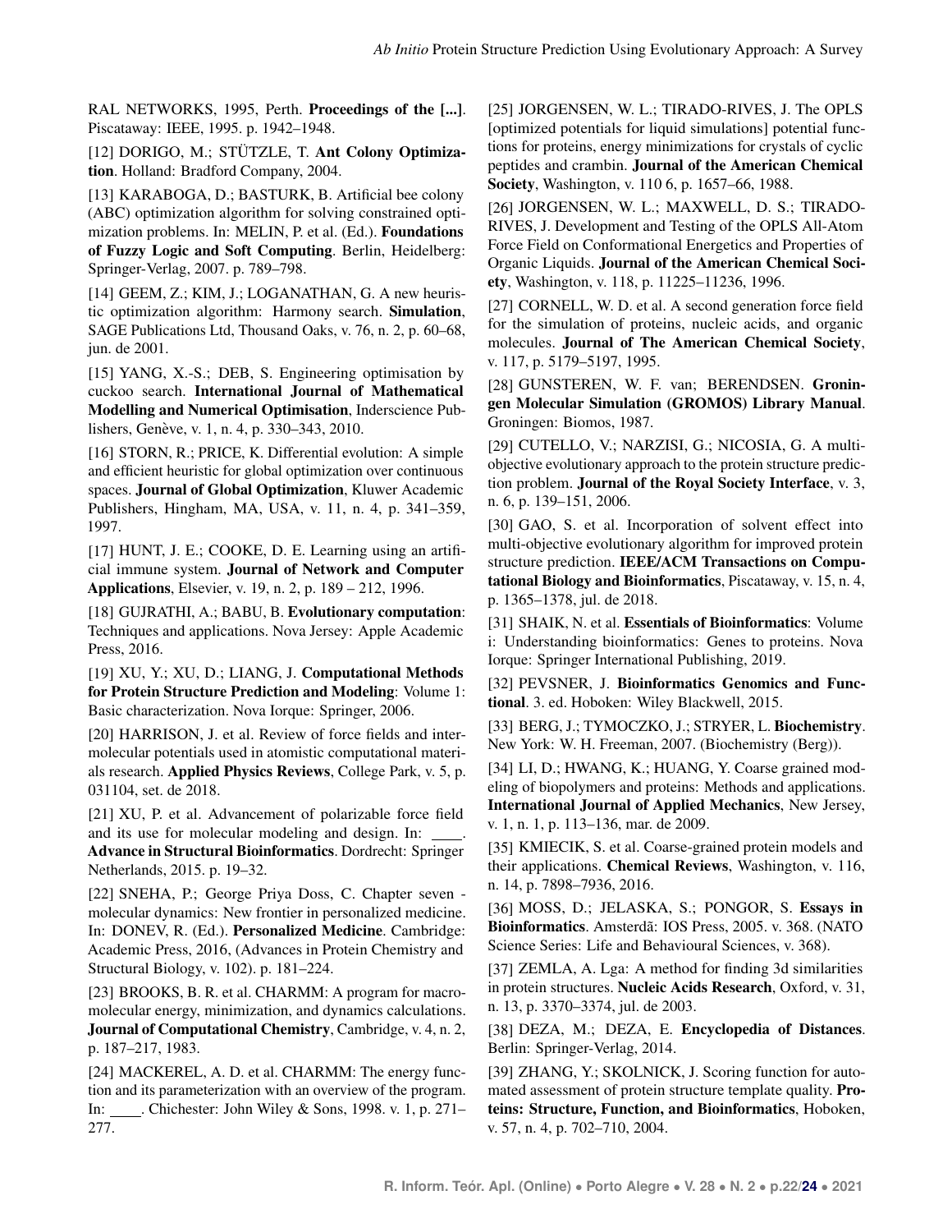RAL NETWORKS, 1995, Perth. **Proceedings of the [...]**. Piscataway: IEEE, 1995. p. 1942–1948.

[12] DORIGO, M.; STÜTZLE, T. **Ant Colony Optimization**. Holland: Bradford Company, 2004.

[13] KARABOGA, D.; BASTURK, B. Artificial bee colony (ABC) optimization algorithm for solving constrained optimization problems. In: MELIN, P. et al. (Ed.). **Foundations of Fuzzy Logic and Soft Computing**. Berlin, Heidelberg: Springer-Verlag, 2007. p. 789–798.

[14] GEEM, Z.; KIM, J.; LOGANATHAN, G. A new heuristic optimization algorithm: Harmony search. **Simulation**, SAGE Publications Ltd, Thousand Oaks, v. 76, n. 2, p. 60–68, jun. de 2001.

[15] YANG, X.-S.; DEB, S. Engineering optimisation by cuckoo search. **International Journal of Mathematical Modelling and Numerical Optimisation**, Inderscience Publishers, Genève, v. 1, n. 4, p. 330–343, 2010.

[16] STORN, R.; PRICE, K. Differential evolution: A simple and efficient heuristic for global optimization over continuous spaces. **Journal of Global Optimization**, Kluwer Academic Publishers, Hingham, MA, USA, v. 11, n. 4, p. 341–359, 1997.

[17] HUNT, J. E.; COOKE, D. E. Learning using an artificial immune system. **Journal of Network and Computer Applications**, Elsevier, v. 19, n. 2, p. 189 – 212, 1996.

[18] GUJRATHI, A.; BABU, B. **Evolutionary computation**: Techniques and applications. Nova Jersey: Apple Academic Press, 2016.

[19] XU, Y.; XU, D.; LIANG, J. **Computational Methods for Protein Structure Prediction and Modeling**: Volume 1: Basic characterization. Nova Iorque: Springer, 2006.

[20] HARRISON, J. et al. Review of force fields and intermolecular potentials used in atomistic computational materials research. **Applied Physics Reviews**, College Park, v. 5, p. 031104, set. de 2018.

[21] XU, P. et al. Advancement of polarizable force field and its use for molecular modeling and design. In: ____. **Advance in Structural Bioinformatics**. Dordrecht: Springer Netherlands, 2015. p. 19–32.

[22] SNEHA, P.; George Priya Doss, C. Chapter seven - molecular dynamics: New frontier in personalized medicine. In: DONEV, R. (Ed.). **Personalized Medicine**. Cambridge: Academic Press, 2016, (Advances in Protein Chemistry and Structural Biology, v. 102). p. 181–224.

[23] BROOKS, B. R. et al. CHARMM: A program for macromolecular energy, minimization, and dynamics calculations. **Journal of Computational Chemistry**, Cambridge, v. 4, n. 2, p. 187–217, 1983.

[24] MACKEREL, A. D. et al. CHARMM: The energy function and its parameterization with an overview of the program. In: ____. Chichester: John Wiley & Sons, 1998. v. 1, p. 271–277.

[25] JORGENSEN, W. L.; TIRADO-RIVES, J. The OPLS [optimized potentials for liquid simulations] potential functions for proteins, energy minimizations for crystals of cyclic peptides and crambin. **Journal of the American Chemical Society**, Washington, v. 110 6, p. 1657–66, 1988.

[26] JORGENSEN, W. L.; MAXWELL, D. S.; TIRADO-RIVES, J. Development and Testing of the OPLS All-Atom Force Field on Conformational Energetics and Properties of Organic Liquids. **Journal of the American Chemical Society**, Washington, v. 118, p. 11225–11236, 1996.

[27] CORNELL, W. D. et al. A second generation force field for the simulation of proteins, nucleic acids, and organic molecules. **Journal of The American Chemical Society**, v. 117, p. 5179–5197, 1995.

[28] GUNSTEREN, W. F. van; BERENDSEN. **Groningen Molecular Simulation (GROMOS) Library Manual**. Groningen: Biomos, 1987.

[29] CUTELLO, V.; NARZISI, G.; NICOSIA, G. A multi-objective evolutionary approach to the protein structure prediction problem. **Journal of the Royal Society Interface**, v. 3, n. 6, p. 139–151, 2006.

[30] GAO, S. et al. Incorporation of solvent effect into multi-objective evolutionary algorithm for improved protein structure prediction. **IEEE/ACM Transactions on Computational Biology and Bioinformatics**, Piscataway, v. 15, n. 4, p. 1365–1378, jul. de 2018.

[31] SHAIK, N. et al. **Essentials of Bioinformatics**: Volume i: Understanding bioinformatics: Genes to proteins. Nova Iorque: Springer International Publishing, 2019.

[32] PEVSNER, J. **Bioinformatics Genomics and Functional**. 3. ed. Hoboken: Wiley Blackwell, 2015.

[33] BERG, J.; TYMOCZKO, J.; STRYER, L. **Biochemistry**. New York: W. H. Freeman, 2007. (Biochemistry (Berg)).

[34] LI, D.; HWANG, K.; HUANG, Y. Coarse grained modeling of biopolymers and proteins: Methods and applications. **International Journal of Applied Mechanics**, New Jersey, v. 1, n. 1, p. 113–136, mar. de 2009.

[35] KMIECIK, S. et al. Coarse-grained protein models and their applications. **Chemical Reviews**, Washington, v. 116, n. 14, p. 7898–7936, 2016.

[36] MOSS, D.; JELASKA, S.; PONGOR, S. **Essays in Bioinformatics**. Amsterdã: IOS Press, 2005. v. 368. (NATO Science Series: Life and Behavioural Sciences, v. 368).

[37] ZEMLA, A. Lga: A method for finding 3d similarities in protein structures. **Nucleic Acids Research**, Oxford, v. 31, n. 13, p. 3370–3374, jul. de 2003.

[38] DEZA, M.; DEZA, E. **Encyclopedia of Distances**. Berlin: Springer-Verlag, 2014.

[39] ZHANG, Y.; SKOLNICK, J. Scoring function for automated assessment of protein structure template quality. **Proteins: Structure, Function, and Bioinformatics**, Hoboken, v. 57, n. 4, p. 702–710, 2004.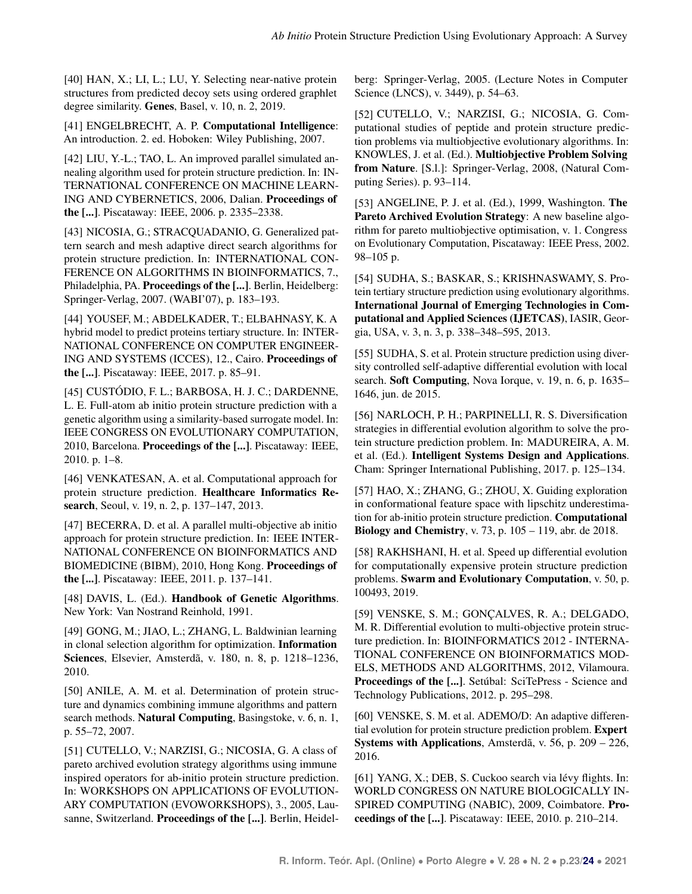[40] HAN, X.; LI, L.; LU, Y. Selecting near-native protein structures from predicted decoy sets using ordered graphlet degree similarity. **Genes**, Basel, v. 10, n. 2, 2019.

[41] ENGELBRECHT, A. P. **Computational Intelligence**: An introduction. 2. ed. Hoboken: Wiley Publishing, 2007.

[42] LIU, Y.-L.; TAO, L. An improved parallel simulated annealing algorithm used for protein structure prediction. In: INTERNATIONAL CONFERENCE ON MACHINE LEARNING AND CYBERNETICS, 2006, Dalian. **Proceedings of the [...]**. Piscataway: IEEE, 2006. p. 2335–2338.

[43] NICOSIA, G.; STRACQUADANIO, G. Generalized pattern search and mesh adaptive direct search algorithms for protein structure prediction. In: INTERNATIONAL CONFERENCE ON ALGORITHMS IN BIOINFORMATICS, 7., Philadelphia, PA. **Proceedings of the [...]**. Berlin, Heidelberg: Springer-Verlag, 2007. (WABI'07), p. 183–193.

[44] YOUSEF, M.; ABDELKADER, T.; ELBAHNASY, K. A hybrid model to predict proteins tertiary structure. In: INTERNATIONAL CONFERENCE ON COMPUTER ENGINEERING AND SYSTEMS (ICCES), 12., Cairo. **Proceedings of the [...]**. Piscataway: IEEE, 2017. p. 85–91.

[45] CUSTÓDIO, F. L.; BARBOSA, H. J. C.; DARDENNE, L. E. Full-atom ab initio protein structure prediction with a genetic algorithm using a similarity-based surrogate model. In: IEEE CONGRESS ON EVOLUTIONARY COMPUTATION, 2010, Barcelona. **Proceedings of the [...]**. Piscataway: IEEE, 2010. p. 1–8.

[46] VENKATESAN, A. et al. Computational approach for protein structure prediction. **Healthcare Informatics Research**, Seoul, v. 19, n. 2, p. 137–147, 2013.

[47] BECERRA, D. et al. A parallel multi-objective ab initio approach for protein structure prediction. In: IEEE INTERNATIONAL CONFERENCE ON BIOINFORMATICS AND BIOMEDICINE (BIBM), 2010, Hong Kong. **Proceedings of the [...]**. Piscataway: IEEE, 2011. p. 137–141.

[48] DAVIS, L. (Ed.). **Handbook of Genetic Algorithms**. New York: Van Nostrand Reinhold, 1991.

[49] GONG, M.; JIAO, L.; ZHANG, L. Baldwinian learning in clonal selection algorithm for optimization. **Information Sciences**, Elsevier, Amsterdã, v. 180, n. 8, p. 1218–1236, 2010.

[50] ANILE, A. M. et al. Determination of protein structure and dynamics combining immune algorithms and pattern search methods. **Natural Computing**, Basingstoke, v. 6, n. 1, p. 55–72, 2007.

[51] CUTELLO, V.; NARZISI, G.; NICOSIA, G. A class of pareto archived evolution strategy algorithms using immune inspired operators for ab-initio protein structure prediction. In: WORKSHOPS ON APPLICATIONS OF EVOLUTIONARY COMPUTATION (EVOWORKSHOPS), 3., 2005, Lausanne, Switzerland. **Proceedings of the [...]**. Berlin, Heidelberg: Springer-Verlag, 2005. (Lecture Notes in Computer Science (LNCS), v. 3449), p. 54–63.

[52] CUTELLO, V.; NARZISI, G.; NICOSIA, G. Computational studies of peptide and protein structure prediction problems via multiobjective evolutionary algorithms. In: KNOWLES, J. et al. (Ed.). **Multiobjective Problem Solving from Nature**. [S.l.]: Springer-Verlag, 2008, (Natural Computing Series). p. 93–114.

[53] ANGELINE, P. J. et al. (Ed.), 1999, Washington. **The Pareto Archived Evolution Strategy**: A new baseline algorithm for pareto multiobjective optimisation, v. 1. Congress on Evolutionary Computation, Piscataway: IEEE Press, 2002. 98–105 p.

[54] SUDHA, S.; BASKAR, S.; KRISHNASWAMY, S. Protein tertiary structure prediction using evolutionary algorithms. **International Journal of Emerging Technologies in Computational and Applied Sciences (IJETCAS)**, IASIR, Georgia, USA, v. 3, n. 3, p. 338–348–595, 2013.

[55] SUDHA, S. et al. Protein structure prediction using diversity controlled self-adaptive differential evolution with local search. **Soft Computing**, Nova Iorque, v. 19, n. 6, p. 1635–1646, jun. de 2015.

[56] NARLOCH, P. H.; PARPINELLI, R. S. Diversification strategies in differential evolution algorithm to solve the protein structure prediction problem. In: MADUREIRA, A. M. et al. (Ed.). **Intelligent Systems Design and Applications**. Cham: Springer International Publishing, 2017. p. 125–134.

[57] HAO, X.; ZHANG, G.; ZHOU, X. Guiding exploration in conformational feature space with lipschitz underestimation for ab-initio protein structure prediction. **Computational Biology and Chemistry**, v. 73, p. 105 – 119, abr. de 2018.

[58] RAKHSHANI, H. et al. Speed up differential evolution for computationally expensive protein structure prediction problems. **Swarm and Evolutionary Computation**, v. 50, p. 100493, 2019.

[59] VENSKE, S. M.; GONÇALVES, R. A.; DELGADO, M. R. Differential evolution to multi-objective protein structure prediction. In: BIOINFORMATICS 2012 - INTERNATIONAL CONFERENCE ON BIOINFORMATICS MODELS, METHODS AND ALGORITHMS, 2012, Vilamoura. **Proceedings of the [...]**. Setúbal: SciTePress - Science and Technology Publications, 2012. p. 295–298.

[60] VENSKE, S. M. et al. ADEMO/D: An adaptive differential evolution for protein structure prediction problem. **Expert Systems with Applications**, Amsterdã, v. 56, p. 209 – 226, 2016.

[61] YANG, X.; DEB, S. Cuckoo search via lévy flights. In: WORLD CONGRESS ON NATURE BIOLOGICALLY INSPIRED COMPUTING (NABIC), 2009, Coimbatore. **Proceedings of the [...]**. Piscataway: IEEE, 2010. p. 210–214.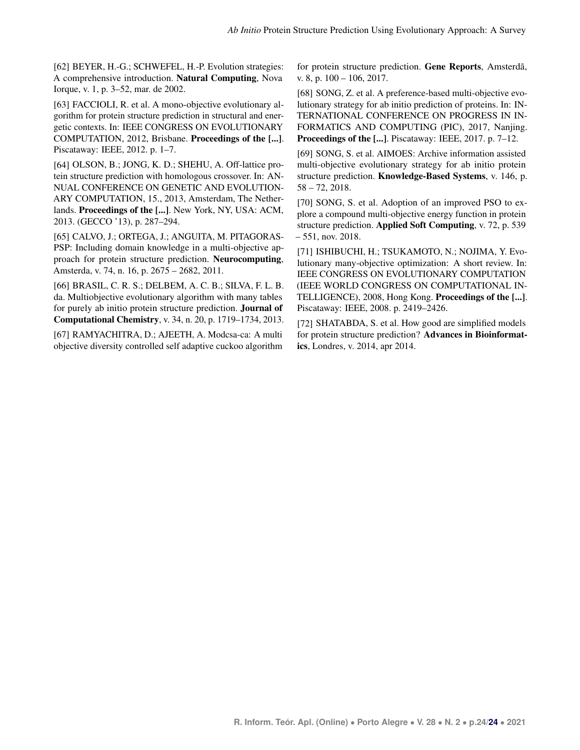[62] BEYER, H.-G.; SCHWEFEL, H.-P. Evolution strategies: A comprehensive introduction. **Natural Computing**, Nova Iorque, v. 1, p. 3–52, mar. de 2002.

[63] FACCIOLI, R. et al. A mono-objective evolutionary algorithm for protein structure prediction in structural and energetic contexts. In: IEEE CONGRESS ON EVOLUTIONARY COMPUTATION, 2012, Brisbane. **Proceedings of the [...]**. Piscataway: IEEE, 2012. p. 1–7.

[64] OLSON, B.; JONG, K. D.; SHEHU, A. Off-lattice protein structure prediction with homologous crossover. In: ANNUAL CONFERENCE ON GENETIC AND EVOLUTIONARY COMPUTATION, 15., 2013, Amsterdam, The Netherlands. **Proceedings of the [...]**. New York, NY, USA: ACM, 2013. (GECCO '13), p. 287–294.

[65] CALVO, J.; ORTEGA, J.; ANGUITA, M. PITAGORAS-PSP: Including domain knowledge in a multi-objective approach for protein structure prediction. **Neurocomputing**, Amsterda, v. 74, n. 16, p. 2675 – 2682, 2011.

[66] BRASIL, C. R. S.; DELBEM, A. C. B.; SILVA, F. L. B. da. Multiobjective evolutionary algorithm with many tables for purely ab initio protein structure prediction. **Journal of Computational Chemistry**, v. 34, n. 20, p. 1719–1734, 2013.

[67] RAMYACHITRA, D.; AJEETH, A. Modcsa-ca: A multi objective diversity controlled self adaptive cuckoo algorithm for protein structure prediction. **Gene Reports**, Amsterdã, v. 8, p. 100 – 106, 2017.

[68] SONG, Z. et al. A preference-based multi-objective evolutionary strategy for ab initio prediction of proteins. In: INTERNATIONAL CONFERENCE ON PROGRESS IN INFORMATICS AND COMPUTING (PIC), 2017, Nanjing. **Proceedings of the [...]**. Piscataway: IEEE, 2017. p. 7–12.

[69] SONG, S. et al. AIMOES: Archive information assisted multi-objective evolutionary strategy for ab initio protein structure prediction. **Knowledge-Based Systems**, v. 146, p. 58 – 72, 2018.

[70] SONG, S. et al. Adoption of an improved PSO to explore a compound multi-objective energy function in protein structure prediction. **Applied Soft Computing**, v. 72, p. 539 – 551, nov. 2018.

[71] ISHIBUCHI, H.; TSUKAMOTO, N.; NOJIMA, Y. Evolutionary many-objective optimization: A short review. In: IEEE CONGRESS ON EVOLUTIONARY COMPUTATION (IEEE WORLD CONGRESS ON COMPUTATIONAL INTELLIGENCE), 2008, Hong Kong. **Proceedings of the [...]**. Piscataway: IEEE, 2008. p. 2419–2426.

[72] SHATABDA, S. et al. How good are simplified models for protein structure prediction? **Advances in Bioinformatics**, Londres, v. 2014, apr 2014.